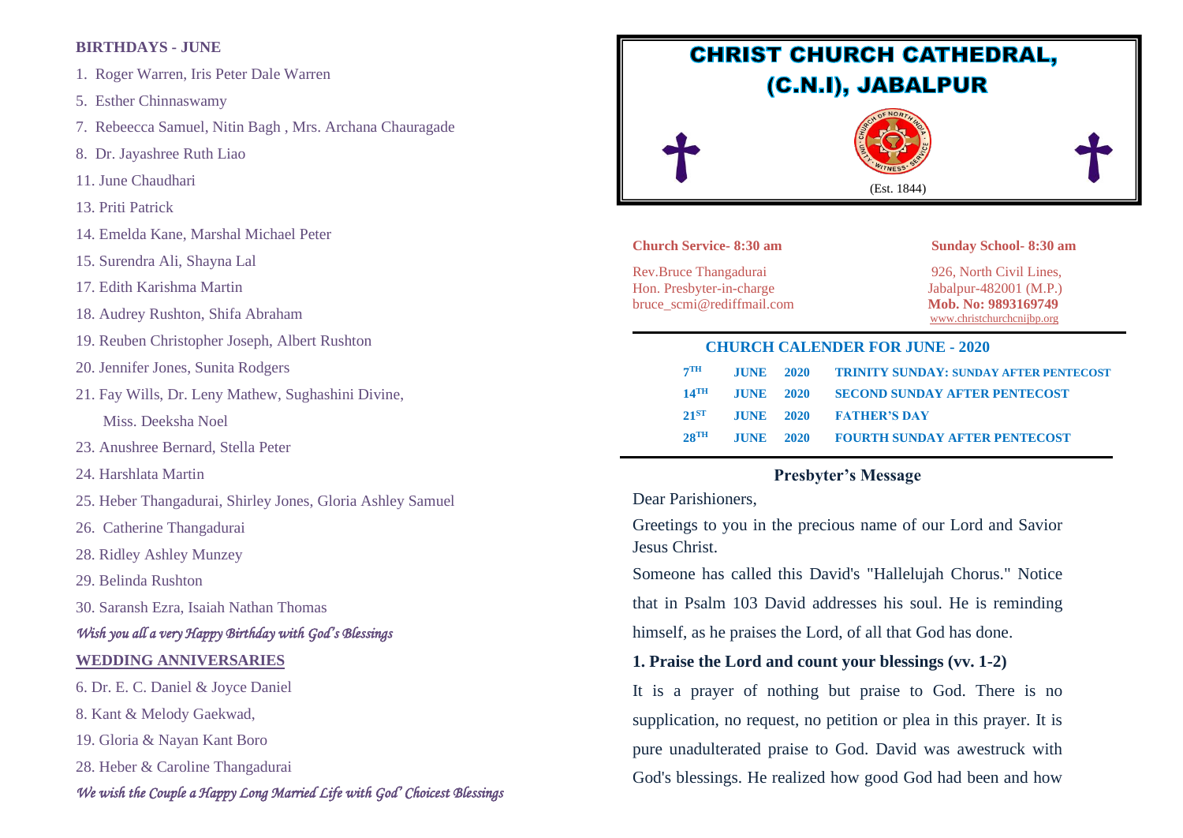**BIRTHDAYS - JUNE**

1. Roger Warren, Iris Peter Dale Warren
5. Esther Chinnaswamy
7. Rebeecca Samuel, Nitin Bagh , Mrs. Archana Chauragade
8. Dr. Jayashree Ruth Liao
11. June Chaudhari
13. Priti Patrick
14. Emelda Kane, Marshal Michael Peter
15. Surendra Ali, Shayna Lal
17. Edith Karishma Martin
18. Audrey Rushton, Shifa Abraham
19. Reuben Christopher Joseph, Albert Rushton
20. Jennifer Jones, Sunita Rodgers
21. Fay Wills, Dr. Leny Mathew, Sughashini Divine, Miss. Deeksha Noel
23. Anushree Bernard, Stella Peter
24. Harshlata Martin
25. Heber Thangadurai, Shirley Jones, Gloria Ashley Samuel
26. Catherine Thangadurai
28. Ridley Ashley Munzey
29. Belinda Rushton
30. Saransh Ezra, Isaiah Nathan Thomas

*Wish you all a very Happy Birthday with God's Blessings*

**WEDDING ANNIVERSARIES**

6. Dr. E. C. Daniel & Joyce Daniel
8. Kant & Melody Gaekwad,
19. Gloria & Nayan Kant Boro
28. Heber & Caroline Thangadurai

*We wish the Couple a Happy Long Married Life with God' Choicest Blessings*

# CHRIST CHURCH CATHEDRAL, (C.N.I), JABALPUR

CHURCH OF NORTH INDIA — UNITY · WITNESS · SERVICE

(Est. 1844)

**Church Service- 8:30 am** | **Sunday School- 8:30 am**

Rev.Bruce Thangadurai
Hon. Presbyter-in-charge
bruce_scmi@rediffmail.com

926, North Civil Lines,
Jabalpur-482001 (M.P.)
**Mob. No: 9893169749**
www.christchurchcnijbp.org

## CHURCH CALENDER FOR JUNE - 2020

| | | | |
|---|---|---|---|
| 7TH | JUNE | 2020 | TRINITY SUNDAY: SUNDAY AFTER PENTECOST |
| 14TH | JUNE | 2020 | SECOND SUNDAY AFTER PENTECOST |
| 21ST | JUNE | 2020 | FATHER'S DAY |
| 28TH | JUNE | 2020 | FOURTH SUNDAY AFTER PENTECOST |

## Presbyter's Message

Dear Parishioners,

Greetings to you in the precious name of our Lord and Savior Jesus Christ.

Someone has called this David's "Hallelujah Chorus." Notice that in Psalm 103 David addresses his soul. He is reminding himself, as he praises the Lord, of all that God has done.

**1. Praise the Lord and count your blessings (vv. 1-2)**

It is a prayer of nothing but praise to God. There is no supplication, no request, no petition or plea in this prayer. It is pure unadulterated praise to God. David was awestruck with God's blessings. He realized how good God had been and how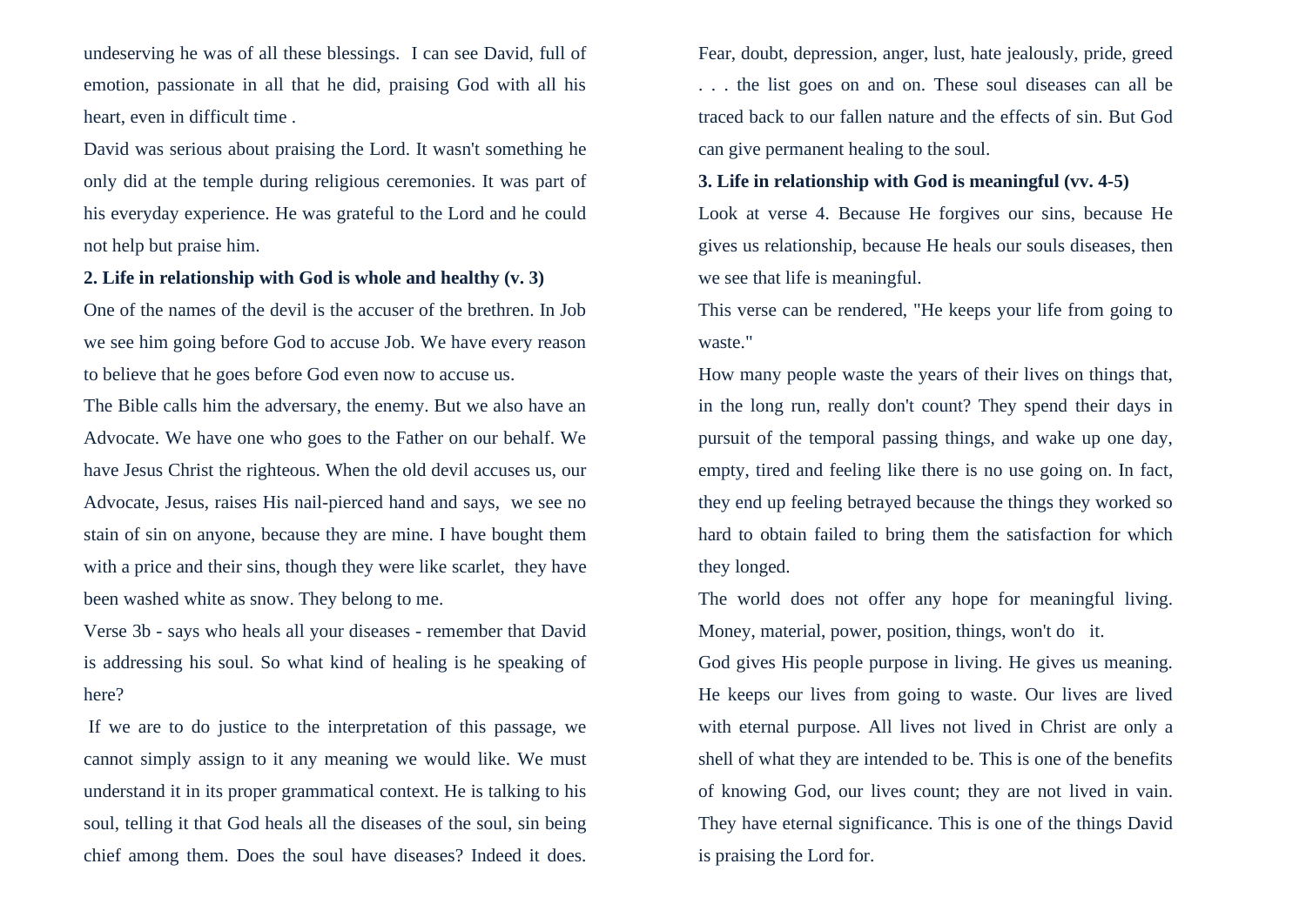undeserving he was of all these blessings. I can see David, full of emotion, passionate in all that he did, praising God with all his heart, even in difficult time .

David was serious about praising the Lord. It wasn't something he only did at the temple during religious ceremonies. It was part of his everyday experience. He was grateful to the Lord and he could not help but praise him.

**2. Life in relationship with God is whole and healthy (v. 3)**

One of the names of the devil is the accuser of the brethren. In Job we see him going before God to accuse Job. We have every reason to believe that he goes before God even now to accuse us.

The Bible calls him the adversary, the enemy. But we also have an Advocate. We have one who goes to the Father on our behalf. We have Jesus Christ the righteous. When the old devil accuses us, our Advocate, Jesus, raises His nail-pierced hand and says, we see no stain of sin on anyone, because they are mine. I have bought them with a price and their sins, though they were like scarlet, they have been washed white as snow. They belong to me.

Verse 3b - says who heals all your diseases - remember that David is addressing his soul. So what kind of healing is he speaking of here?

If we are to do justice to the interpretation of this passage, we cannot simply assign to it any meaning we would like. We must understand it in its proper grammatical context. He is talking to his soul, telling it that God heals all the diseases of the soul, sin being chief among them. Does the soul have diseases? Indeed it does. Fear, doubt, depression, anger, lust, hate jealously, pride, greed . . . the list goes on and on. These soul diseases can all be traced back to our fallen nature and the effects of sin. But God can give permanent healing to the soul.

**3. Life in relationship with God is meaningful (vv. 4-5)**

Look at verse 4. Because He forgives our sins, because He gives us relationship, because He heals our souls diseases, then we see that life is meaningful.

This verse can be rendered, "He keeps your life from going to waste."

How many people waste the years of their lives on things that, in the long run, really don't count? They spend their days in pursuit of the temporal passing things, and wake up one day, empty, tired and feeling like there is no use going on. In fact, they end up feeling betrayed because the things they worked so hard to obtain failed to bring them the satisfaction for which they longed.

The world does not offer any hope for meaningful living. Money, material, power, position, things, won't do it.

God gives His people purpose in living. He gives us meaning. He keeps our lives from going to waste. Our lives are lived with eternal purpose. All lives not lived in Christ are only a shell of what they are intended to be. This is one of the benefits of knowing God, our lives count; they are not lived in vain. They have eternal significance. This is one of the things David is praising the Lord for.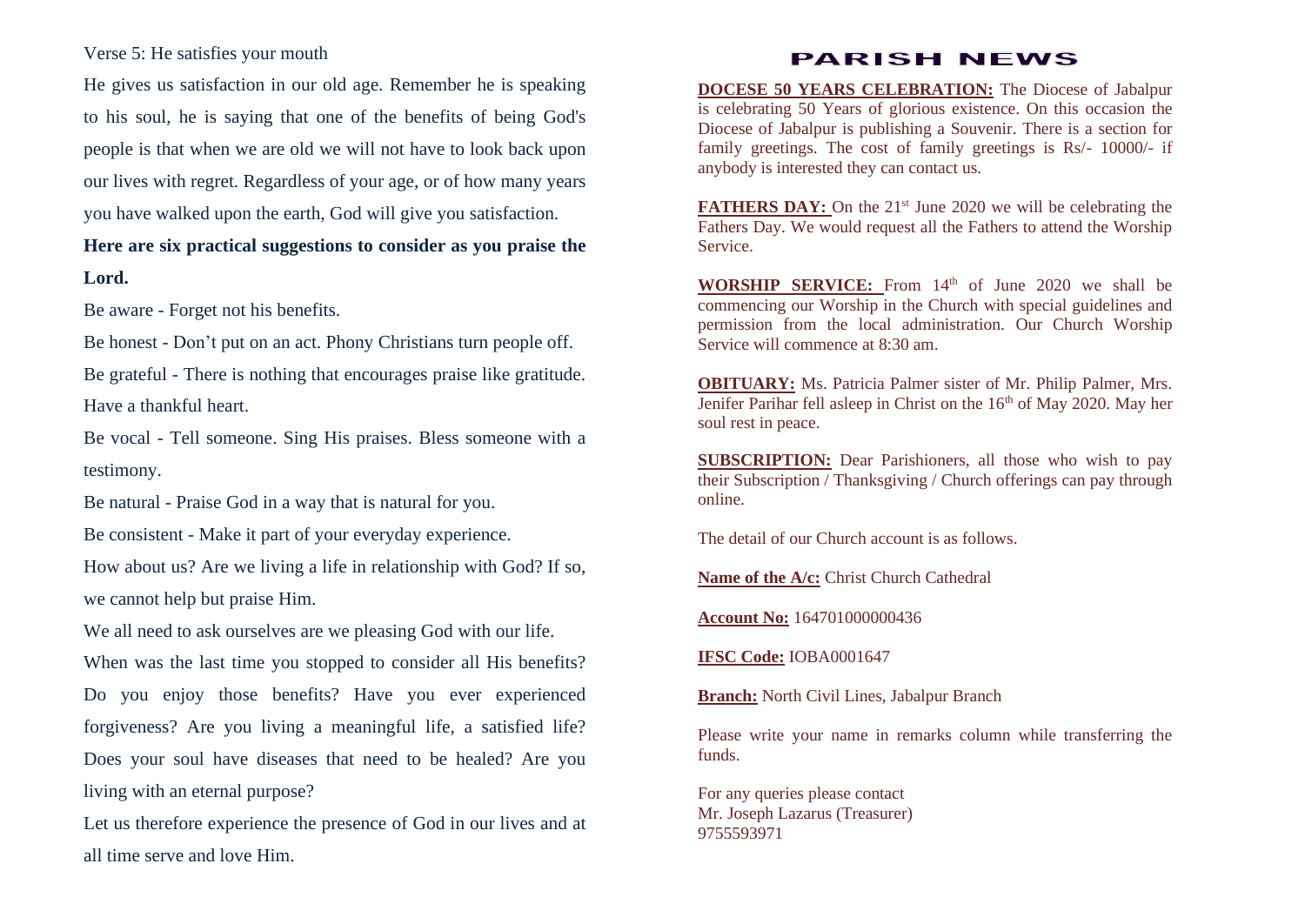Verse 5: He satisfies your mouth

He gives us satisfaction in our old age. Remember he is speaking to his soul, he is saying that one of the benefits of being God's people is that when we are old we will not have to look back upon our lives with regret. Regardless of your age, or of how many years you have walked upon the earth, God will give you satisfaction.

**Here are six practical suggestions to consider as you praise the Lord.**

Be aware - Forget not his benefits.

Be honest - Don't put on an act. Phony Christians turn people off.

Be grateful - There is nothing that encourages praise like gratitude. Have a thankful heart.

Be vocal - Tell someone. Sing His praises. Bless someone with a testimony.

Be natural - Praise God in a way that is natural for you.

Be consistent - Make it part of your everyday experience.

How about us? Are we living a life in relationship with God? If so, we cannot help but praise Him.

We all need to ask ourselves are we pleasing God with our life.

When was the last time you stopped to consider all His benefits? Do you enjoy those benefits? Have you ever experienced forgiveness? Are you living a meaningful life, a satisfied life? Does your soul have diseases that need to be healed? Are you living with an eternal purpose?

Let us therefore experience the presence of God in our lives and at all time serve and love Him.

# PARISH NEWS

**DOCESE 50 YEARS CELEBRATION:** The Diocese of Jabalpur is celebrating 50 Years of glorious existence. On this occasion the Diocese of Jabalpur is publishing a Souvenir. There is a section for family greetings. The cost of family greetings is Rs/- 10000/- if anybody is interested they can contact us.

**FATHERS DAY:** On the 21st June 2020 we will be celebrating the Fathers Day. We would request all the Fathers to attend the Worship Service.

**WORSHIP SERVICE:** From 14th of June 2020 we shall be commencing our Worship in the Church with special guidelines and permission from the local administration. Our Church Worship Service will commence at 8:30 am.

**OBITUARY:** Ms. Patricia Palmer sister of Mr. Philip Palmer, Mrs. Jenifer Parihar fell asleep in Christ on the 16th of May 2020. May her soul rest in peace.

**SUBSCRIPTION:** Dear Parishioners, all those who wish to pay their Subscription / Thanksgiving / Church offerings can pay through online.

The detail of our Church account is as follows.

**Name of the A/c:** Christ Church Cathedral

**Account No:** 164701000000436

**IFSC Code:** IOBA0001647

**Branch:** North Civil Lines, Jabalpur Branch

Please write your name in remarks column while transferring the funds.

For any queries please contact
Mr. Joseph Lazarus (Treasurer)
9755593971